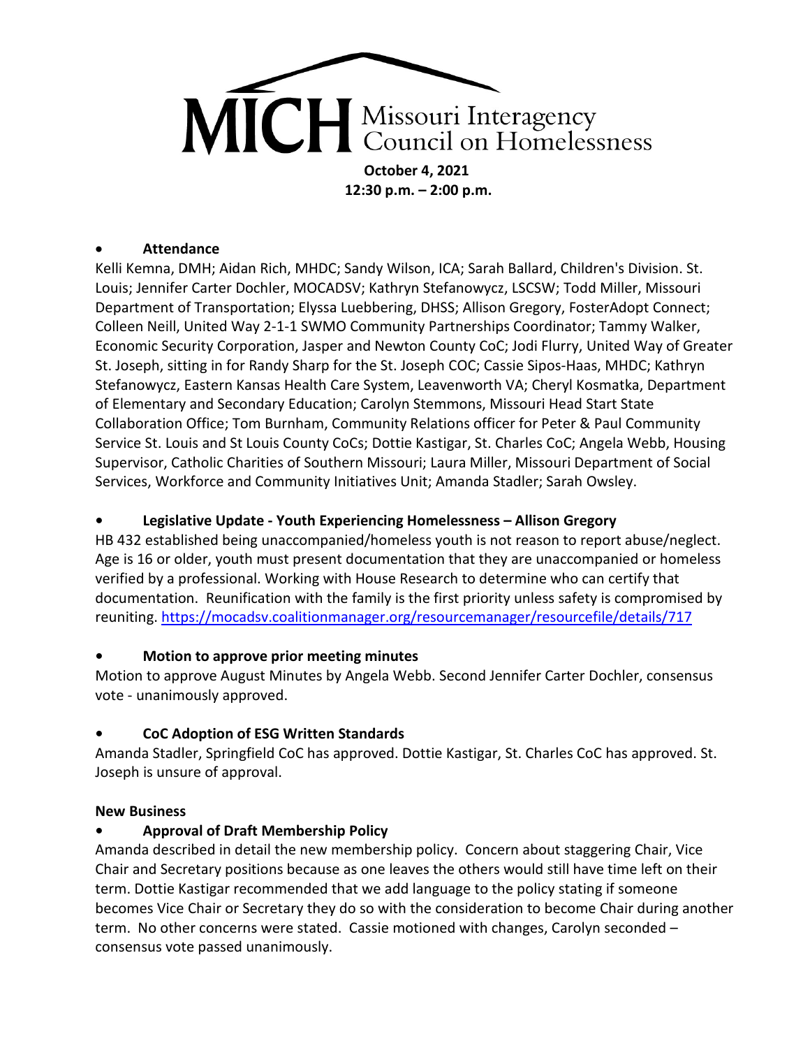# MICH Missouri Interagency Council on Homelessness

**October 4, 2021**
**12:30 p.m. – 2:00 p.m.**

- **Attendance**

Kelli Kemna, DMH; Aidan Rich, MHDC; Sandy Wilson, ICA; Sarah Ballard, Children's Division. St. Louis; Jennifer Carter Dochler, MOCADSV; Kathryn Stefanowycz, LSCSW; Todd Miller, Missouri Department of Transportation; Elyssa Luebbering, DHSS; Allison Gregory, FosterAdopt Connect; Colleen Neill, United Way 2-1-1 SWMO Community Partnerships Coordinator; Tammy Walker, Economic Security Corporation, Jasper and Newton County CoC; Jodi Flurry, United Way of Greater St. Joseph, sitting in for Randy Sharp for the St. Joseph COC; Cassie Sipos-Haas, MHDC; Kathryn Stefanowycz, Eastern Kansas Health Care System, Leavenworth VA; Cheryl Kosmatka, Department of Elementary and Secondary Education; Carolyn Stemmons, Missouri Head Start State Collaboration Office; Tom Burnham, Community Relations officer for Peter & Paul Community Service St. Louis and St Louis County CoCs; Dottie Kastigar, St. Charles CoC; Angela Webb, Housing Supervisor, Catholic Charities of Southern Missouri; Laura Miller, Missouri Department of Social Services, Workforce and Community Initiatives Unit; Amanda Stadler; Sarah Owsley.

- **Legislative Update - Youth Experiencing Homelessness – Allison Gregory**

HB 432 established being unaccompanied/homeless youth is not reason to report abuse/neglect. Age is 16 or older, youth must present documentation that they are unaccompanied or homeless verified by a professional. Working with House Research to determine who can certify that documentation. Reunification with the family is the first priority unless safety is compromised by reuniting. https://mocadsv.coalitionmanager.org/resourcemanager/resourcefile/details/717

- **Motion to approve prior meeting minutes**

Motion to approve August Minutes by Angela Webb. Second Jennifer Carter Dochler, consensus vote - unanimously approved.

- **CoC Adoption of ESG Written Standards**

Amanda Stadler, Springfield CoC has approved. Dottie Kastigar, St. Charles CoC has approved. St. Joseph is unsure of approval.

**New Business**

- **Approval of Draft Membership Policy**

Amanda described in detail the new membership policy. Concern about staggering Chair, Vice Chair and Secretary positions because as one leaves the others would still have time left on their term. Dottie Kastigar recommended that we add language to the policy stating if someone becomes Vice Chair or Secretary they do so with the consideration to become Chair during another term. No other concerns were stated. Cassie motioned with changes, Carolyn seconded – consensus vote passed unanimously.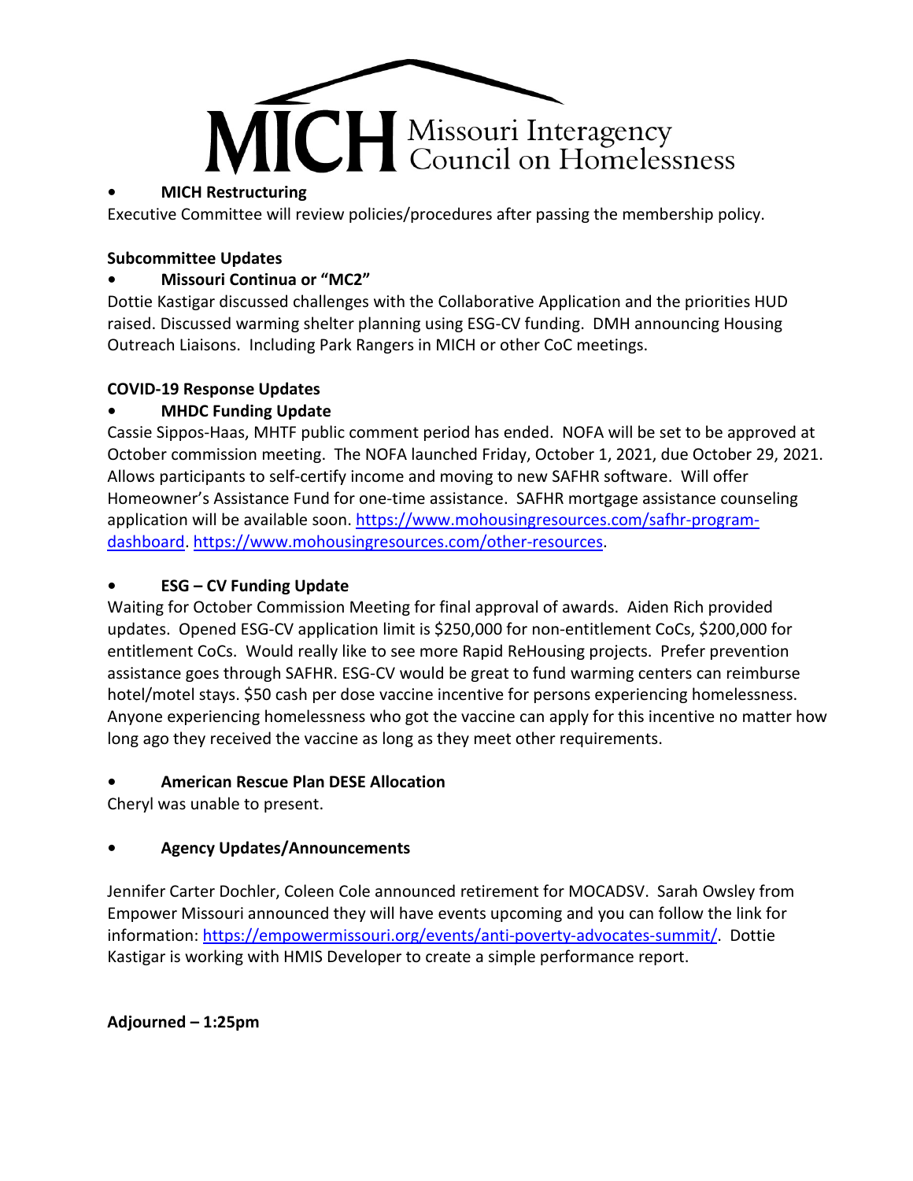MICH Missouri Interagency Council on Homelessness

- **MICH Restructuring**

Executive Committee will review policies/procedures after passing the membership policy.

**Subcommittee Updates**

- **Missouri Continua or "MC2"**

Dottie Kastigar discussed challenges with the Collaborative Application and the priorities HUD raised. Discussed warming shelter planning using ESG-CV funding. DMH announcing Housing Outreach Liaisons. Including Park Rangers in MICH or other CoC meetings.

**COVID-19 Response Updates**

- **MHDC Funding Update**

Cassie Sippos-Haas, MHTF public comment period has ended. NOFA will be set to be approved at October commission meeting. The NOFA launched Friday, October 1, 2021, due October 29, 2021. Allows participants to self-certify income and moving to new SAFHR software. Will offer Homeowner's Assistance Fund for one-time assistance. SAFHR mortgage assistance counseling application will be available soon. https://www.mohousingresources.com/safhr-program-dashboard. https://www.mohousingresources.com/other-resources.

- **ESG – CV Funding Update**

Waiting for October Commission Meeting for final approval of awards. Aiden Rich provided updates. Opened ESG-CV application limit is $250,000 for non-entitlement CoCs, $200,000 for entitlement CoCs. Would really like to see more Rapid ReHousing projects. Prefer prevention assistance goes through SAFHR. ESG-CV would be great to fund warming centers can reimburse hotel/motel stays. $50 cash per dose vaccine incentive for persons experiencing homelessness. Anyone experiencing homelessness who got the vaccine can apply for this incentive no matter how long ago they received the vaccine as long as they meet other requirements.

- **American Rescue Plan DESE Allocation**

Cheryl was unable to present.

- **Agency Updates/Announcements**

Jennifer Carter Dochler, Coleen Cole announced retirement for MOCADSV. Sarah Owsley from Empower Missouri announced they will have events upcoming and you can follow the link for information: https://empowermissouri.org/events/anti-poverty-advocates-summit/. Dottie Kastigar is working with HMIS Developer to create a simple performance report.

**Adjourned – 1:25pm**